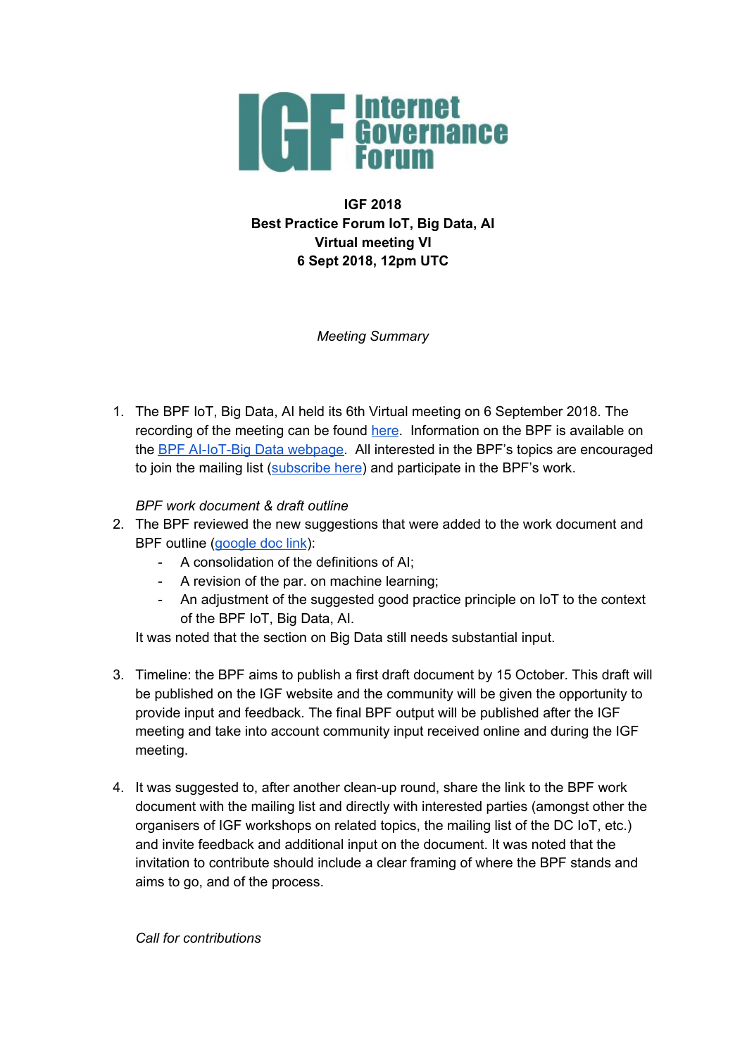**IGF 2018**
**Best Practice Forum IoT, Big Data, AI**
**Virtual meeting VI**
**6 Sept 2018, 12pm UTC**

*Meeting Summary*

1. The BPF IoT, Big Data, AI held its 6th Virtual meeting on 6 September 2018. The recording of the meeting can be found here. Information on the BPF is available on the BPF AI-IoT-Big Data webpage. All interested in the BPF's topics are encouraged to join the mailing list (subscribe here) and participate in the BPF's work.

*BPF work document & draft outline*

2. The BPF reviewed the new suggestions that were added to the work document and BPF outline (google doc link):
   - A consolidation of the definitions of AI;
   - A revision of the par. on machine learning;
   - An adjustment of the suggested good practice principle on IoT to the context of the BPF IoT, Big Data, AI.

   It was noted that the section on Big Data still needs substantial input.

3. Timeline: the BPF aims to publish a first draft document by 15 October. This draft will be published on the IGF website and the community will be given the opportunity to provide input and feedback. The final BPF output will be published after the IGF meeting and take into account community input received online and during the IGF meeting.

4. It was suggested to, after another clean-up round, share the link to the BPF work document with the mailing list and directly with interested parties (amongst other the organisers of IGF workshops on related topics, the mailing list of the DC IoT, etc.) and invite feedback and additional input on the document. It was noted that the invitation to contribute should include a clear framing of where the BPF stands and aims to go, and of the process.

*Call for contributions*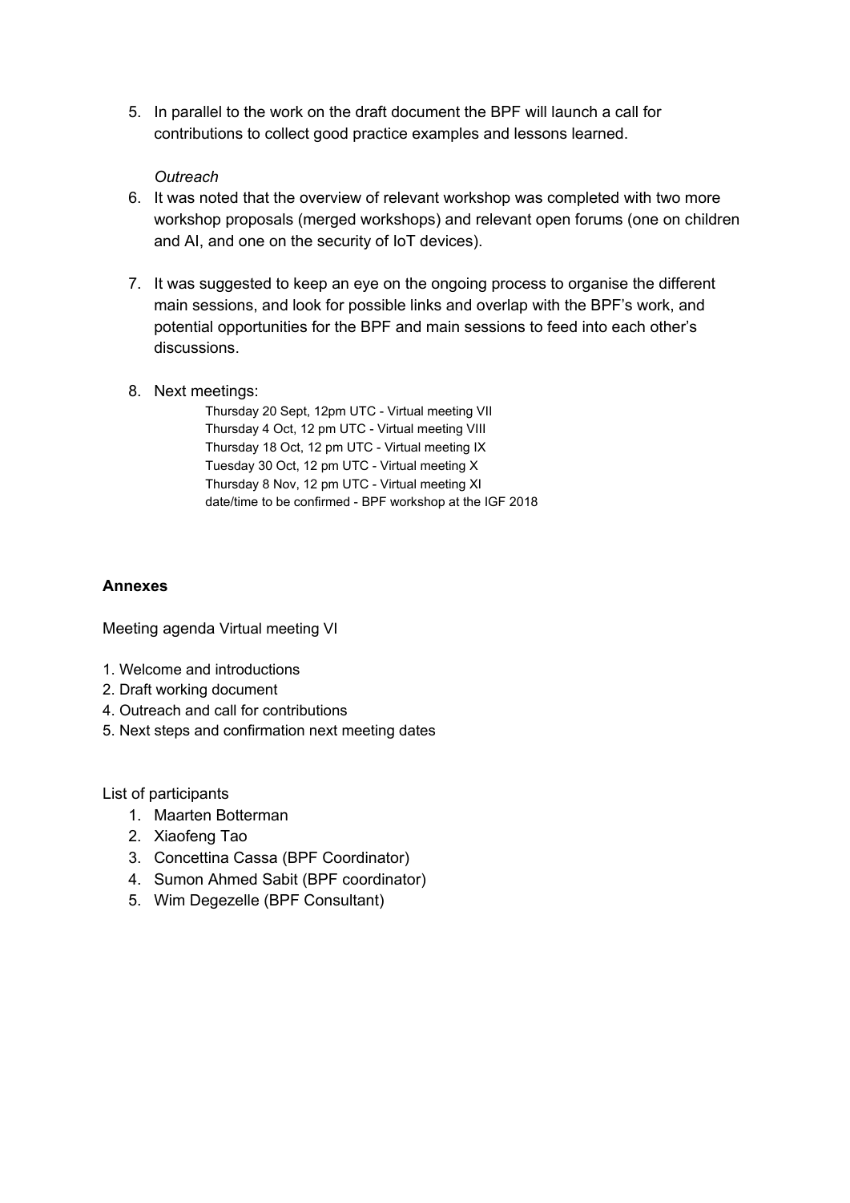5. In parallel to the work on the draft document the BPF will launch a call for contributions to collect good practice examples and lessons learned.

*Outreach*

6. It was noted that the overview of relevant workshop was completed with two more workshop proposals (merged workshops) and relevant open forums (one on children and AI, and one on the security of IoT devices).

7. It was suggested to keep an eye on the ongoing process to organise the different main sessions, and look for possible links and overlap with the BPF's work, and potential opportunities for the BPF and main sessions to feed into each other's discussions.

8. Next meetings:

   Thursday 20 Sept, 12pm UTC - Virtual meeting VII
   Thursday 4 Oct, 12 pm UTC - Virtual meeting VIII
   Thursday 18 Oct, 12 pm UTC - Virtual meeting IX
   Tuesday 30 Oct, 12 pm UTC - Virtual meeting X
   Thursday 8 Nov, 12 pm UTC - Virtual meeting XI
   date/time to be confirmed - BPF workshop at the IGF 2018

**Annexes**

Meeting agenda Virtual meeting VI

1. Welcome and introductions
2. Draft working document
4. Outreach and call for contributions
5. Next steps and confirmation next meeting dates

List of participants

1. Maarten Botterman
2. Xiaofeng Tao
3. Concettina Cassa (BPF Coordinator)
4. Sumon Ahmed Sabit (BPF coordinator)
5. Wim Degezelle (BPF Consultant)